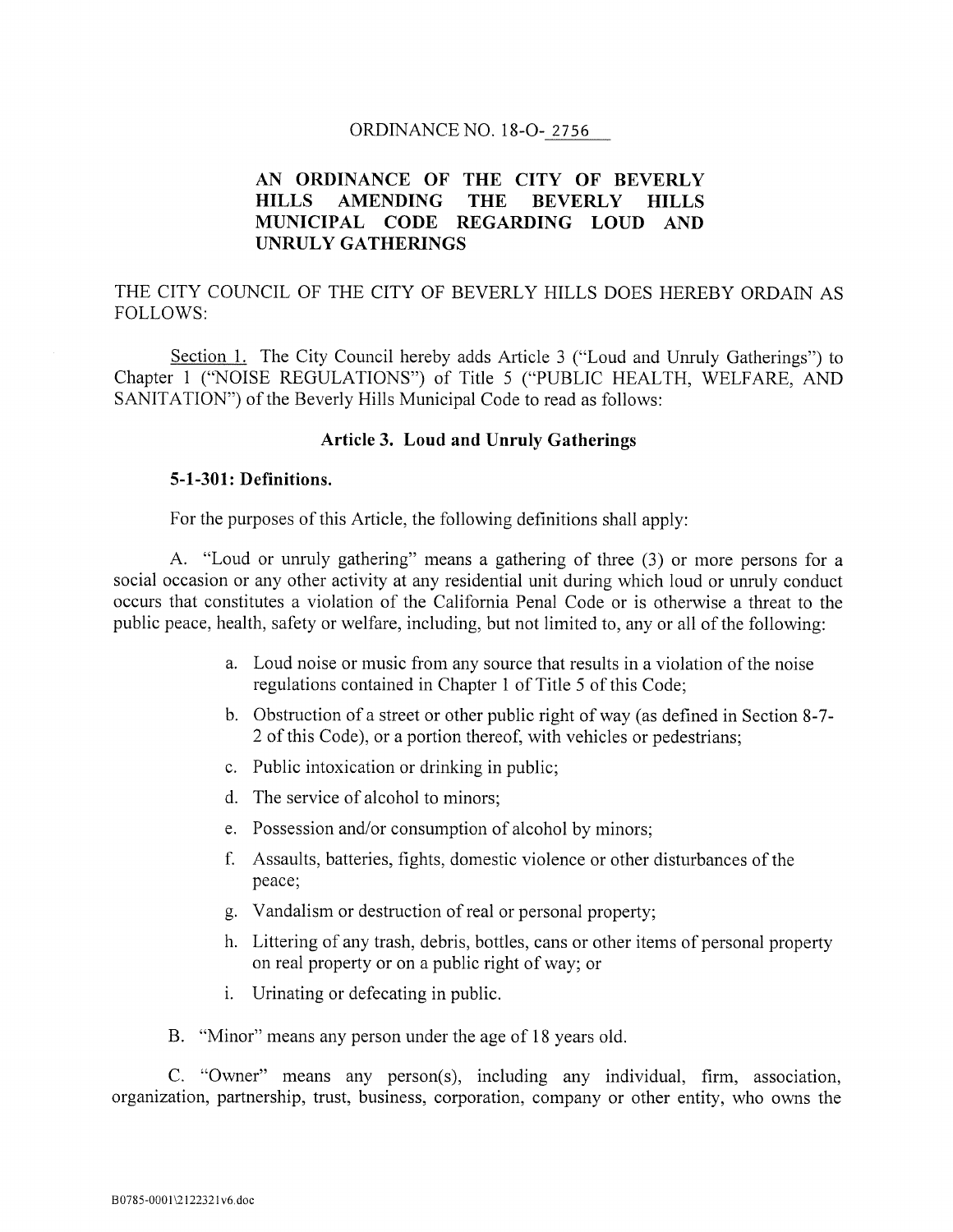ORDINANCE NO. 18-O-2756

# AN ORDINANCE OF THE CITY OF BEVERLY HILLS AMENDING THE BEVERLY HILLS MUNICIPAL CODE REGARDING LOUD AND UNRULY GATHERINGS

THE CITY COUNCIL OF THE CITY OF BEVERLY HILLS DOES HEREBY ORDAIN AS FOLLOWS:

Section 1. The City Council hereby adds Article 3 ("Loud and Unruly Gatherings") to Chapter 1 ("NOISE REGULATIONS") of Title 5 ("PUBLIC HEALTH, WELFARE, AND SANITATION") of the Beverly Hills Municipal Code to read as follows:

## Article 3. Loud and Unruly Gatherings

### 5-1-301: Definitions.

For the purposes of this Article, the following definitions shall apply:

A. "Loud or unruly gathering" means a gathering of three (3) or more persons for a social occasion or any other activity at any residential unit during which loud or unruly conduct occurs that constitutes a violation of the California Penal Code or is otherwise a threat to the public peace, health, safety or welfare, including, but not limited to, any or all of the following:

a. Loud noise or music from any source that results in a violation of the noise regulations contained in Chapter 1 of Title 5 of this Code;

b. Obstruction of a street or other public right of way (as defined in Section 8-7-2 of this Code), or a portion thereof, with vehicles or pedestrians;

c. Public intoxication or drinking in public;

d. The service of alcohol to minors;

e. Possession and/or consumption of alcohol by minors;

f. Assaults, batteries, fights, domestic violence or other disturbances of the peace;

g. Vandalism or destruction of real or personal property;

h. Littering of any trash, debris, bottles, cans or other items of personal property on real property or on a public right of way; or

i. Urinating or defecating in public.

B. "Minor" means any person under the age of 18 years old.

C. "Owner" means any person(s), including any individual, firm, association, organization, partnership, trust, business, corporation, company or other entity, who owns the

B0785-0001\2122321v6.doc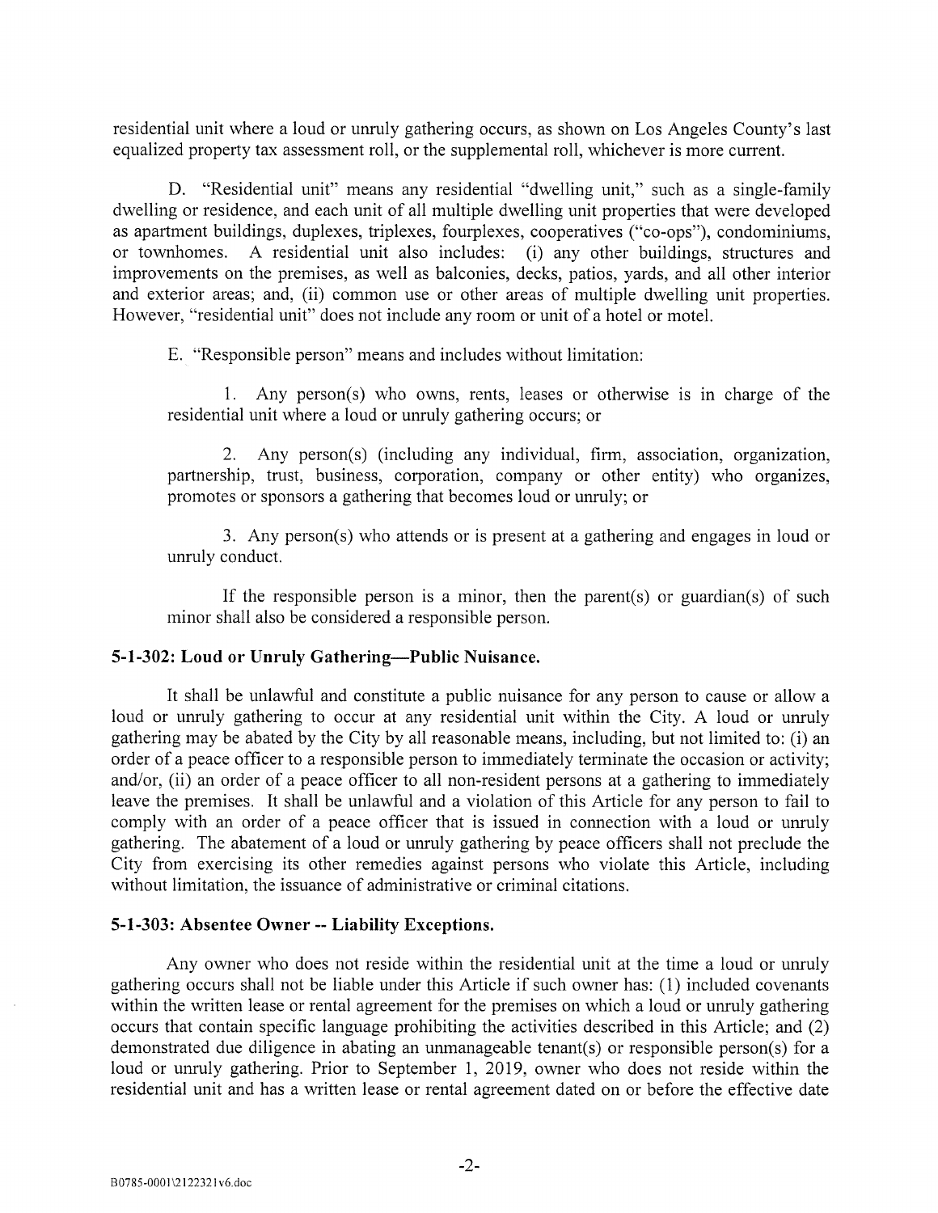residential unit where a loud or unruly gathering occurs, as shown on Los Angeles County's last equalized property tax assessment roll, or the supplemental roll, whichever is more current.

D. "Residential unit" means any residential "dwelling unit," such as a single-family dwelling or residence, and each unit of all multiple dwelling unit properties that were developed as apartment buildings, duplexes, triplexes, fourplexes, cooperatives ("co-ops"), condominiums, or townhomes. A residential unit also includes: (i) any other buildings, structures and improvements on the premises, as well as balconies, decks, patios, yards, and all other interior and exterior areas; and, (ii) common use or other areas of multiple dwelling unit properties. However, "residential unit" does not include any room or unit of a hotel or motel.

E. "Responsible person" means and includes without limitation:

1. Any person(s) who owns, rents, leases or otherwise is in charge of the residential unit where a loud or unruly gathering occurs; or

2. Any person(s) (including any individual, firm, association, organization, partnership, trust, business, corporation, company or other entity) who organizes, promotes or sponsors a gathering that becomes loud or unruly; or

3. Any person(s) who attends or is present at a gathering and engages in loud or unruly conduct.

If the responsible person is a minor, then the parent(s) or guardian(s) of such minor shall also be considered a responsible person.

### 5-1-302: Loud or Unruly Gathering—Public Nuisance.

It shall be unlawful and constitute a public nuisance for any person to cause or allow a loud or unruly gathering to occur at any residential unit within the City. A loud or unruly gathering may be abated by the City by all reasonable means, including, but not limited to: (i) an order of a peace officer to a responsible person to immediately terminate the occasion or activity; and/or, (ii) an order of a peace officer to all non-resident persons at a gathering to immediately leave the premises. It shall be unlawful and a violation of this Article for any person to fail to comply with an order of a peace officer that is issued in connection with a loud or unruly gathering. The abatement of a loud or unruly gathering by peace officers shall not preclude the City from exercising its other remedies against persons who violate this Article, including without limitation, the issuance of administrative or criminal citations.

### 5-1-303: Absentee Owner -- Liability Exceptions.

Any owner who does not reside within the residential unit at the time a loud or unruly gathering occurs shall not be liable under this Article if such owner has: (1) included covenants within the written lease or rental agreement for the premises on which a loud or unruly gathering occurs that contain specific language prohibiting the activities described in this Article; and (2) demonstrated due diligence in abating an unmanageable tenant(s) or responsible person(s) for a loud or unruly gathering. Prior to September 1, 2019, owner who does not reside within the residential unit and has a written lease or rental agreement dated on or before the effective date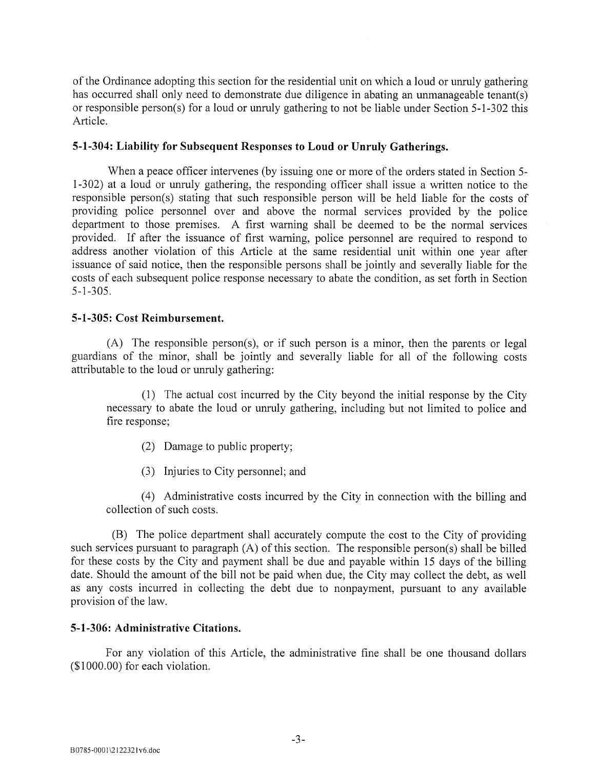of the Ordinance adopting this section for the residential unit on which a loud or unruly gathering has occurred shall only need to demonstrate due diligence in abating an unmanageable tenant(s) or responsible person(s) for a loud or unruly gathering to not be liable under Section 5-1-302 this Article.

### 5-1-304: Liability for Subsequent Responses to Loud or Unruly Gatherings.

When a peace officer intervenes (by issuing one or more of the orders stated in Section 5-1-302) at a loud or unruly gathering, the responding officer shall issue a written notice to the responsible person(s) stating that such responsible person will be held liable for the costs of providing police personnel over and above the normal services provided by the police department to those premises. A first warning shall be deemed to be the normal services provided. If after the issuance of first warning, police personnel are required to respond to address another violation of this Article at the same residential unit within one year after issuance of said notice, then the responsible persons shall be jointly and severally liable for the costs of each subsequent police response necessary to abate the condition, as set forth in Section 5-1-305.

### 5-1-305: Cost Reimbursement.

(A) The responsible person(s), or if such person is a minor, then the parents or legal guardians of the minor, shall be jointly and severally liable for all of the following costs attributable to the loud or unruly gathering:

(1) The actual cost incurred by the City beyond the initial response by the City necessary to abate the loud or unruly gathering, including but not limited to police and fire response;

(2) Damage to public property;

(3) Injuries to City personnel; and

(4) Administrative costs incurred by the City in connection with the billing and collection of such costs.

(B) The police department shall accurately compute the cost to the City of providing such services pursuant to paragraph (A) of this section. The responsible person(s) shall be billed for these costs by the City and payment shall be due and payable within 15 days of the billing date. Should the amount of the bill not be paid when due, the City may collect the debt, as well as any costs incurred in collecting the debt due to nonpayment, pursuant to any available provision of the law.

### 5-1-306: Administrative Citations.

For any violation of this Article, the administrative fine shall be one thousand dollars ($1000.00) for each violation.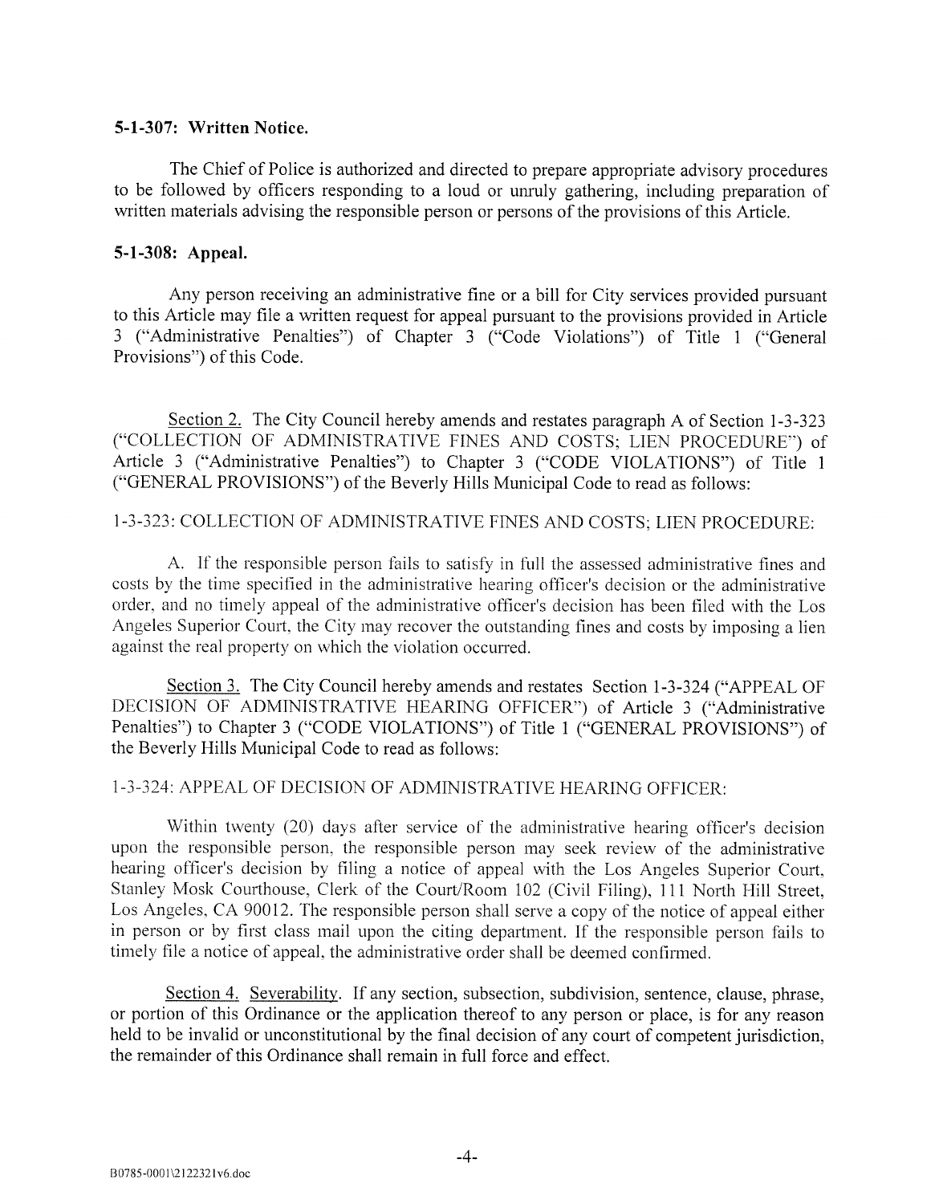**5-1-307: Written Notice.**

The Chief of Police is authorized and directed to prepare appropriate advisory procedures to be followed by officers responding to a loud or unruly gathering, including preparation of written materials advising the responsible person or persons of the provisions of this Article.

**5-1-308: Appeal.**

Any person receiving an administrative fine or a bill for City services provided pursuant to this Article may file a written request for appeal pursuant to the provisions provided in Article 3 ("Administrative Penalties") of Chapter 3 ("Code Violations") of Title 1 ("General Provisions") of this Code.

Section 2. The City Council hereby amends and restates paragraph A of Section 1-3-323 ("COLLECTION OF ADMINISTRATIVE FINES AND COSTS; LIEN PROCEDURE") of Article 3 ("Administrative Penalties") to Chapter 3 ("CODE VIOLATIONS") of Title 1 ("GENERAL PROVISIONS") of the Beverly Hills Municipal Code to read as follows:

1-3-323: COLLECTION OF ADMINISTRATIVE FINES AND COSTS; LIEN PROCEDURE:

A. If the responsible person fails to satisfy in full the assessed administrative fines and costs by the time specified in the administrative hearing officer's decision or the administrative order, and no timely appeal of the administrative officer's decision has been filed with the Los Angeles Superior Court, the City may recover the outstanding fines and costs by imposing a lien against the real property on which the violation occurred.

Section 3. The City Council hereby amends and restates Section 1-3-324 ("APPEAL OF DECISION OF ADMINISTRATIVE HEARING OFFICER") of Article 3 ("Administrative Penalties") to Chapter 3 ("CODE VIOLATIONS") of Title 1 ("GENERAL PROVISIONS") of the Beverly Hills Municipal Code to read as follows:

1-3-324: APPEAL OF DECISION OF ADMINISTRATIVE HEARING OFFICER:

Within twenty (20) days after service of the administrative hearing officer's decision upon the responsible person, the responsible person may seek review of the administrative hearing officer's decision by filing a notice of appeal with the Los Angeles Superior Court, Stanley Mosk Courthouse, Clerk of the Court/Room 102 (Civil Filing), 111 North Hill Street, Los Angeles, CA 90012. The responsible person shall serve a copy of the notice of appeal either in person or by first class mail upon the citing department. If the responsible person fails to timely file a notice of appeal, the administrative order shall be deemed confirmed.

Section 4. Severability. If any section, subsection, subdivision, sentence, clause, phrase, or portion of this Ordinance or the application thereof to any person or place, is for any reason held to be invalid or unconstitutional by the final decision of any court of competent jurisdiction, the remainder of this Ordinance shall remain in full force and effect.

B0785-0001\2122321v6.doc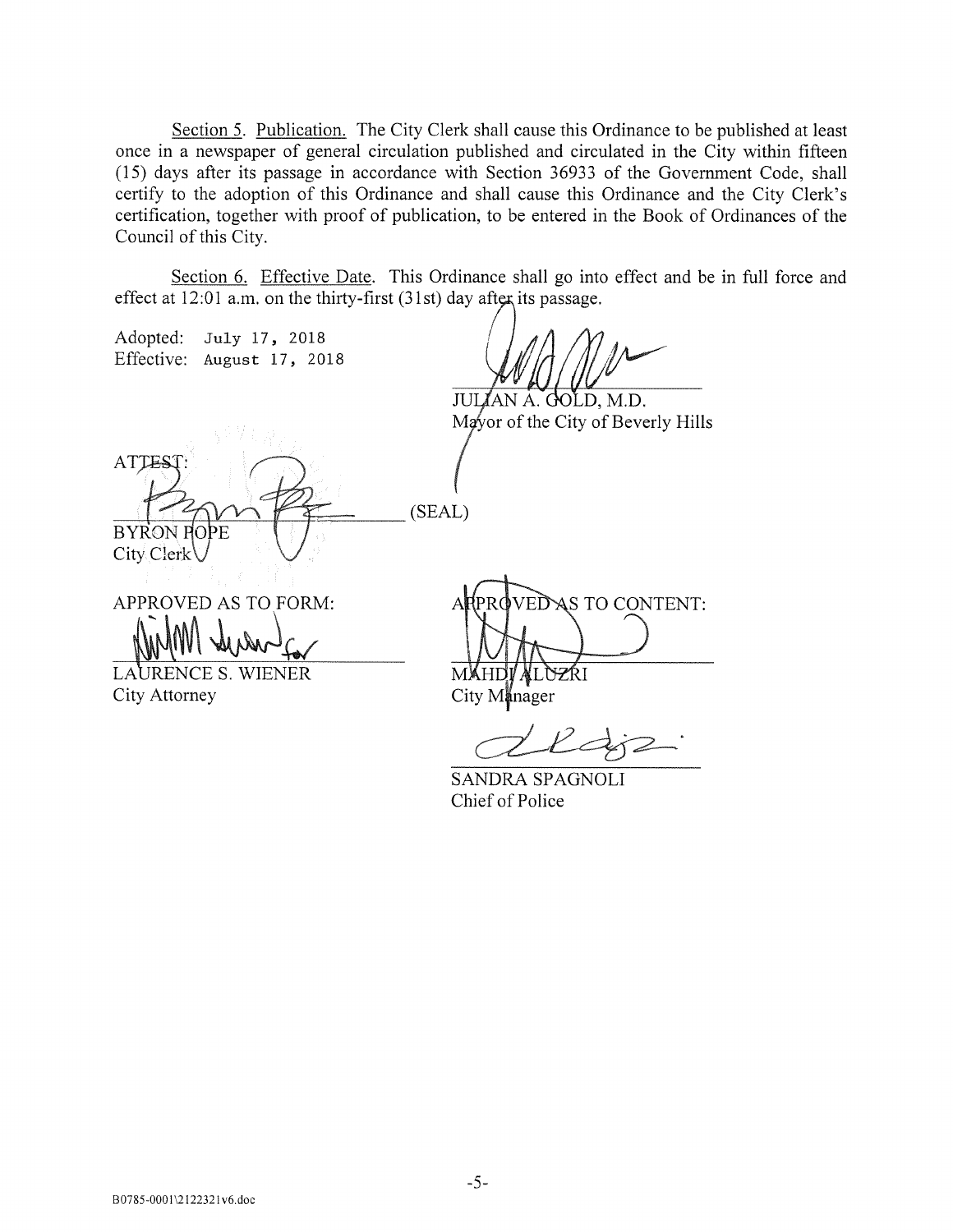<u>Section 5</u>. <u>Publication.</u> The City Clerk shall cause this Ordinance to be published at least once in a newspaper of general circulation published and circulated in the City within fifteen (15) days after its passage in accordance with Section 36933 of the Government Code, shall certify to the adoption of this Ordinance and shall cause this Ordinance and the City Clerk's certification, together with proof of publication, to be entered in the Book of Ordinances of the Council of this City.

<u>Section 6.</u> <u>Effective Date</u>. This Ordinance shall go into effect and be in full force and effect at 12:01 a.m. on the thirty-first (31st) day after its passage.

Adopted: July 17, 2018
Effective: August 17, 2018

JULIAN A. GOLD, M.D.
Mayor of the City of Beverly Hills

ATTEST:

(SEAL)

BYRON POPE
City Clerk

APPROVED AS TO FORM:

LAURENCE S. WIENER
City Attorney

APPROVED AS TO CONTENT:

MAHDI ALUZRI
City Manager

SANDRA SPAGNOLI
Chief of Police

B0785-0001\2122321v6.doc